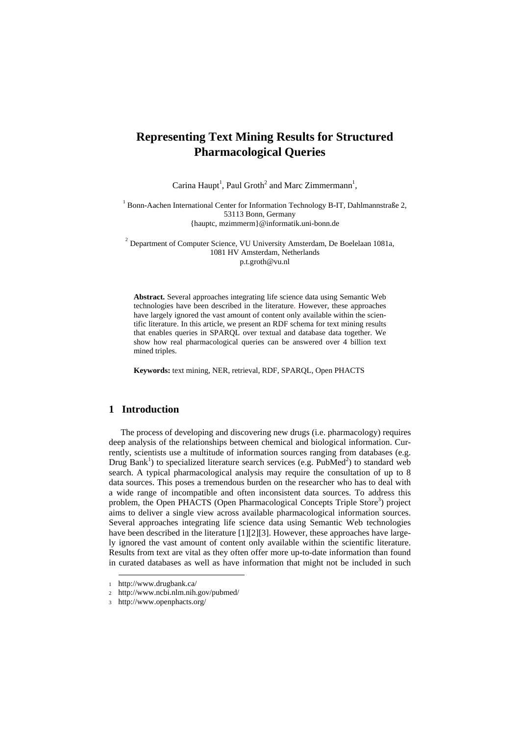# Representing Text Mining Results for Structured Pharmacological Queries

Carina Haupt[1], Paul Groth[2] and Marc Zimmermann[1],

[1] Bonn-Aachen International Center for Information Technology B-IT, Dahlmannstraße 2, 53113 Bonn, Germany
{hauptc, mzimmerm}@informatik.uni-bonn.de

[2] Department of Computer Science, VU University Amsterdam, De Boelelaan 1081a, 1081 HV Amsterdam, Netherlands
p.t.groth@vu.nl

**Abstract.** Several approaches integrating life science data using Semantic Web technologies have been described in the literature. However, these approaches have largely ignored the vast amount of content only available within the scientific literature. In this article, we present an RDF schema for text mining results that enables queries in SPARQL over textual and database data together. We show how real pharmacological queries can be answered over 4 billion text mined triples.

**Keywords:** text mining, NER, retrieval, RDF, SPARQL, Open PHACTS

## 1 Introduction

The process of developing and discovering new drugs (i.e. pharmacology) requires deep analysis of the relationships between chemical and biological information. Currently, scientists use a multitude of information sources ranging from databases (e.g. Drug Bank[1]) to specialized literature search services (e.g. PubMed[2]) to standard web search. A typical pharmacological analysis may require the consultation of up to 8 data sources. This poses a tremendous burden on the researcher who has to deal with a wide range of incompatible and often inconsistent data sources. To address this problem, the Open PHACTS (Open Pharmacological Concepts Triple Store[3]) project aims to deliver a single view across available pharmacological information sources. Several approaches integrating life science data using Semantic Web technologies have been described in the literature [1][2][3]. However, these approaches have largely ignored the vast amount of content only available within the scientific literature. Results from text are vital as they often offer more up-to-date information than found in curated databases as well as have information that might not be included in such

1 http://www.drugbank.ca/
2 http://www.ncbi.nlm.nih.gov/pubmed/
3 http://www.openphacts.org/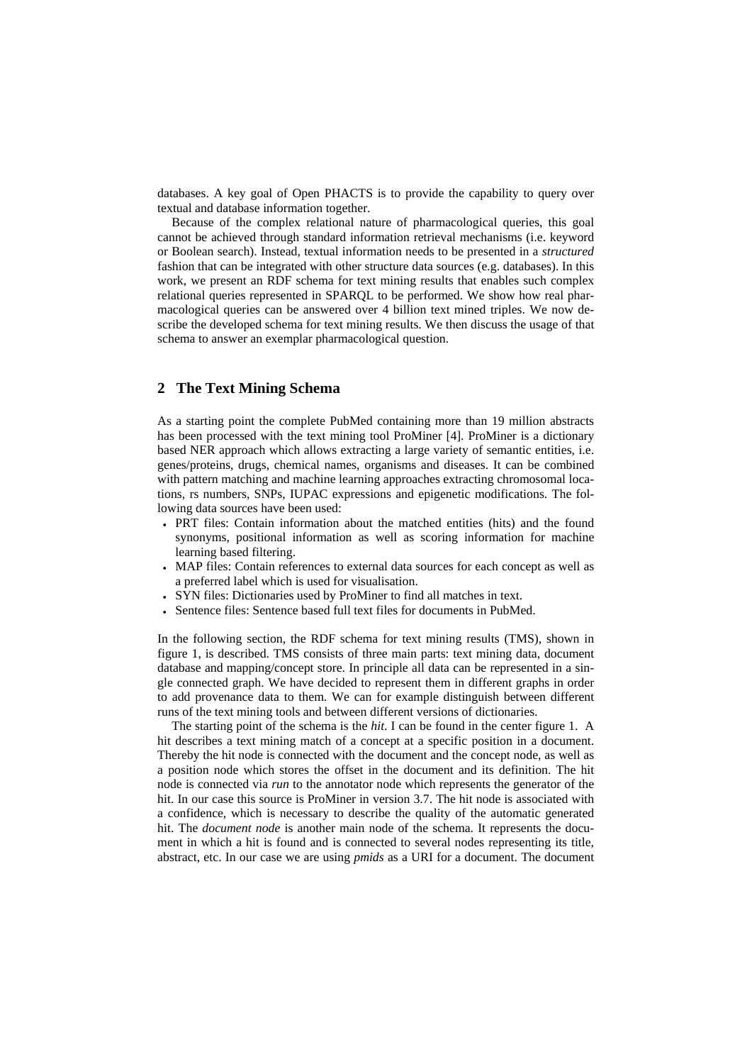databases. A key goal of Open PHACTS is to provide the capability to query over textual and database information together.

Because of the complex relational nature of pharmacological queries, this goal cannot be achieved through standard information retrieval mechanisms (i.e. keyword or Boolean search). Instead, textual information needs to be presented in a *structured* fashion that can be integrated with other structure data sources (e.g. databases). In this work, we present an RDF schema for text mining results that enables such complex relational queries represented in SPARQL to be performed. We show how real pharmacological queries can be answered over 4 billion text mined triples. We now describe the developed schema for text mining results. We then discuss the usage of that schema to answer an exemplar pharmacological question.

## 2 The Text Mining Schema

As a starting point the complete PubMed containing more than 19 million abstracts has been processed with the text mining tool ProMiner [4]. ProMiner is a dictionary based NER approach which allows extracting a large variety of semantic entities, i.e. genes/proteins, drugs, chemical names, organisms and diseases. It can be combined with pattern matching and machine learning approaches extracting chromosomal locations, rs numbers, SNPs, IUPAC expressions and epigenetic modifications. The following data sources have been used:

- PRT files: Contain information about the matched entities (hits) and the found synonyms, positional information as well as scoring information for machine learning based filtering.
- MAP files: Contain references to external data sources for each concept as well as a preferred label which is used for visualisation.
- SYN files: Dictionaries used by ProMiner to find all matches in text.
- Sentence files: Sentence based full text files for documents in PubMed.

In the following section, the RDF schema for text mining results (TMS), shown in figure 1, is described. TMS consists of three main parts: text mining data, document database and mapping/concept store. In principle all data can be represented in a single connected graph. We have decided to represent them in different graphs in order to add provenance data to them. We can for example distinguish between different runs of the text mining tools and between different versions of dictionaries.

The starting point of the schema is the *hit*. I can be found in the center figure 1. A hit describes a text mining match of a concept at a specific position in a document. Thereby the hit node is connected with the document and the concept node, as well as a position node which stores the offset in the document and its definition. The hit node is connected via *run* to the annotator node which represents the generator of the hit. In our case this source is ProMiner in version 3.7. The hit node is associated with a confidence, which is necessary to describe the quality of the automatic generated hit. The *document node* is another main node of the schema. It represents the document in which a hit is found and is connected to several nodes representing its title, abstract, etc. In our case we are using *pmids* as a URI for a document. The document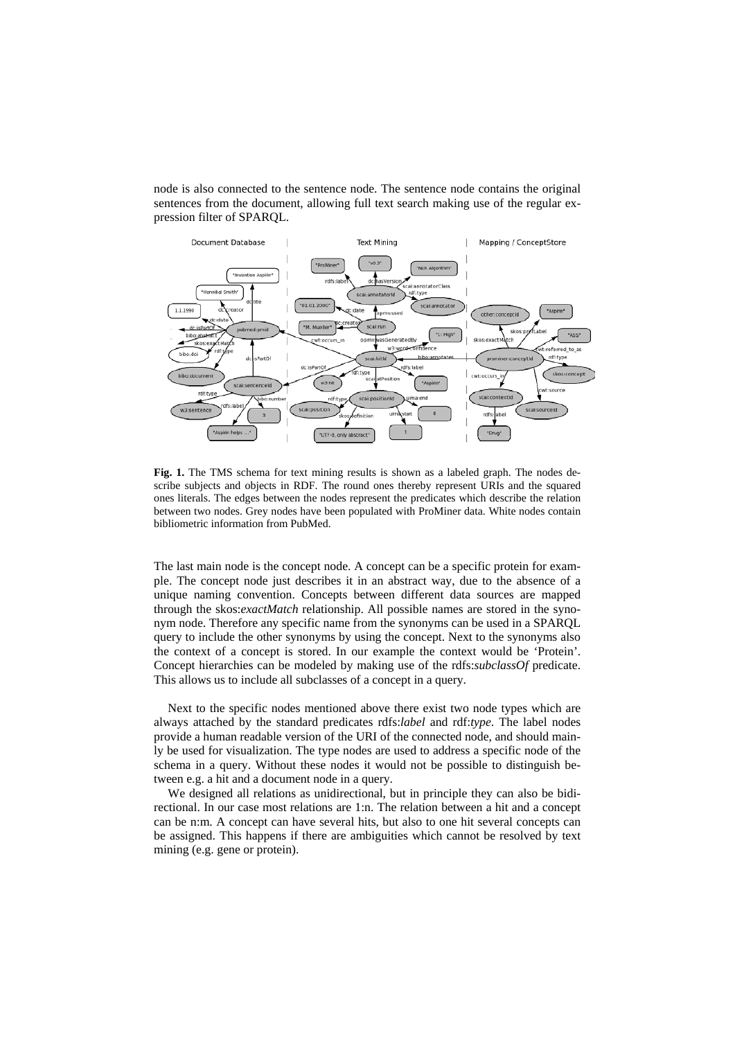node is also connected to the sentence node. The sentence node contains the original sentences from the document, allowing full text search making use of the regular expression filter of SPARQL.

**Fig. 1.** The TMS schema for text mining results is shown as a labeled graph. The nodes describe subjects and objects in RDF. The round ones thereby represent URIs and the squared ones literals. The edges between the nodes represent the predicates which describe the relation between two nodes. Grey nodes have been populated with ProMiner data. White nodes contain bibliometric information from PubMed.

The last main node is the concept node. A concept can be a specific protein for example. The concept node just describes it in an abstract way, due to the absence of a unique naming convention. Concepts between different data sources are mapped through the skos:*exactMatch* relationship. All possible names are stored in the synonym node. Therefore any specific name from the synonyms can be used in a SPARQL query to include the other synonyms by using the concept. Next to the synonyms also the context of a concept is stored. In our example the context would be 'Protein'. Concept hierarchies can be modeled by making use of the rdfs:*subclassOf* predicate. This allows us to include all subclasses of a concept in a query.

Next to the specific nodes mentioned above there exist two node types which are always attached by the standard predicates rdfs:*label* and rdf:*type*. The label nodes provide a human readable version of the URI of the connected node, and should mainly be used for visualization. The type nodes are used to address a specific node of the schema in a query. Without these nodes it would not be possible to distinguish between e.g. a hit and a document node in a query.

We designed all relations as unidirectional, but in principle they can also be bidirectional. In our case most relations are 1:n. The relation between a hit and a concept can be n:m. A concept can have several hits, but also to one hit several concepts can be assigned. This happens if there are ambiguities which cannot be resolved by text mining (e.g. gene or protein).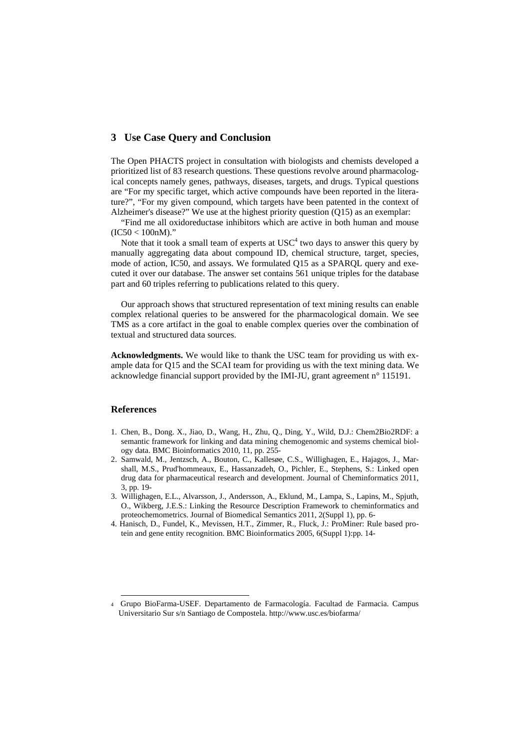## 3 Use Case Query and Conclusion

The Open PHACTS project in consultation with biologists and chemists developed a prioritized list of 83 research questions. These questions revolve around pharmacological concepts namely genes, pathways, diseases, targets, and drugs. Typical questions are "For my specific target, which active compounds have been reported in the literature?", "For my given compound, which targets have been patented in the context of Alzheimer's disease?" We use at the highest priority question (Q15) as an exemplar:

"Find me all oxidoreductase inhibitors which are active in both human and mouse (IC50 < 100nM)."

Note that it took a small team of experts at USC[4] two days to answer this query by manually aggregating data about compound ID, chemical structure, target, species, mode of action, IC50, and assays. We formulated Q15 as a SPARQL query and executed it over our database. The answer set contains 561 unique triples for the database part and 60 triples referring to publications related to this query.

Our approach shows that structured representation of text mining results can enable complex relational queries to be answered for the pharmacological domain. We see TMS as a core artifact in the goal to enable complex queries over the combination of textual and structured data sources.

**Acknowledgments.** We would like to thank the USC team for providing us with example data for Q15 and the SCAI team for providing us with the text mining data. We acknowledge financial support provided by the IMI-JU, grant agreement n° 115191.

### References

1. Chen, B., Dong. X., Jiao, D., Wang, H., Zhu, Q., Ding, Y., Wild, D.J.: Chem2Bio2RDF: a semantic framework for linking and data mining chemogenomic and systems chemical biology data. BMC Bioinformatics 2010, 11, pp. 255-
2. Samwald, M., Jentzsch, A., Bouton, C., Kallesøe, C.S., Willighagen, E., Hajagos, J., Marshall, M.S., Prud'hommeaux, E., Hassanzadeh, O., Pichler, E., Stephens, S.: Linked open drug data for pharmaceutical research and development. Journal of Cheminformatics 2011, 3, pp. 19-
3. Willighagen, E.L., Alvarsson, J., Andersson, A., Eklund, M., Lampa, S., Lapins, M., Spjuth, O., Wikberg, J.E.S.: Linking the Resource Description Framework to cheminformatics and proteochemometrics. Journal of Biomedical Semantics 2011, 2(Suppl 1), pp. 6-
4. Hanisch, D., Fundel, K., Mevissen, H.T., Zimmer, R., Fluck, J.: ProMiner: Rule based protein and gene entity recognition. BMC Bioinformatics 2005, 6(Suppl 1):pp. 14-

[4] Grupo BioFarma-USEF. Departamento de Farmacología. Facultad de Farmacia. Campus Universitario Sur s/n Santiago de Compostela. http://www.usc.es/biofarma/